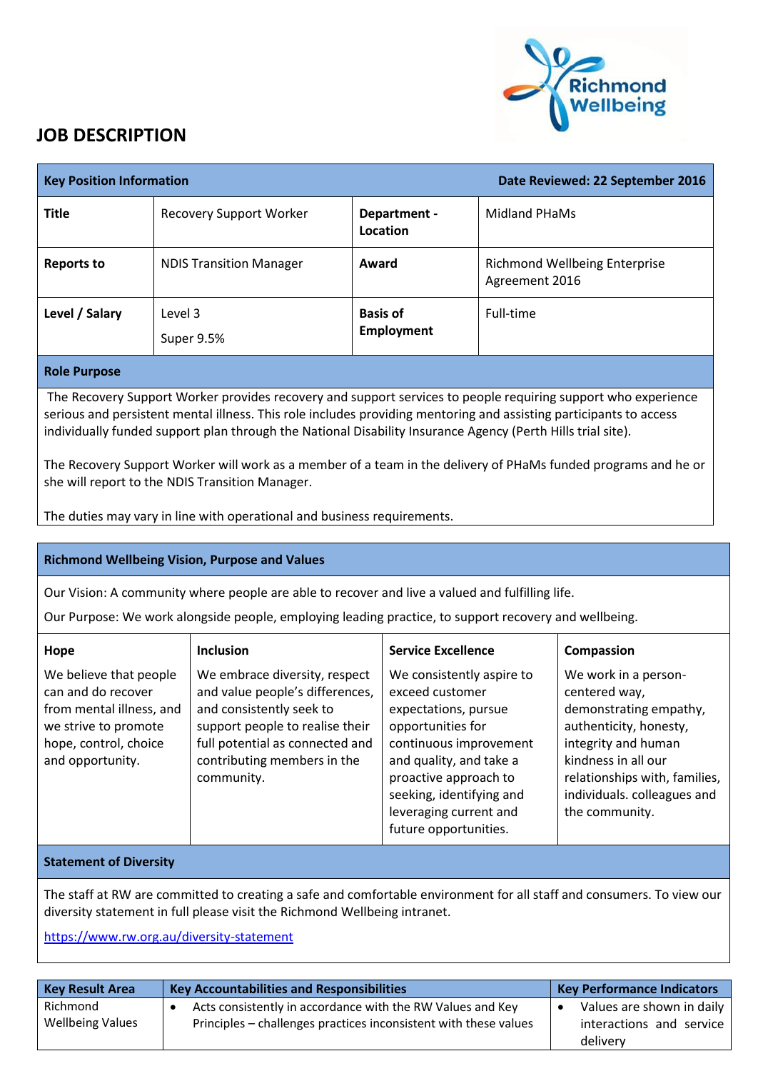# JOB DESCRIPTION

| Key Position Information | | Date Reviewed: 22 September 2016 | |
|---|---|---|---|
| **Title** | Recovery Support Worker | **Department - Location** | Midland PHaMs |
| **Reports to** | NDIS Transition Manager | **Award** | Richmond Wellbeing Enterprise Agreement 2016 |
| **Level / Salary** | Level 3<br>Super 9.5% | **Basis of Employment** | Full-time |

## Role Purpose

The Recovery Support Worker provides recovery and support services to people requiring support who experience serious and persistent mental illness. This role includes providing mentoring and assisting participants to access individually funded support plan through the National Disability Insurance Agency (Perth Hills trial site).

The Recovery Support Worker will work as a member of a team in the delivery of PHaMs funded programs and he or she will report to the NDIS Transition Manager.

The duties may vary in line with operational and business requirements.

## Richmond Wellbeing Vision, Purpose and Values

Our Vision: A community where people are able to recover and live a valued and fulfilling life.

Our Purpose: We work alongside people, employing leading practice, to support recovery and wellbeing.

| Hope | Inclusion | Service Excellence | Compassion |
|---|---|---|---|
| We believe that people can and do recover from mental illness, and we strive to promote hope, control, choice and opportunity. | We embrace diversity, respect and value people's differences, and consistently seek to support people to realise their full potential as connected and contributing members in the community. | We consistently aspire to exceed customer expectations, pursue opportunities for continuous improvement and quality, and take a proactive approach to seeking, identifying and leveraging current and future opportunities. | We work in a person-centered way, demonstrating empathy, authenticity, honesty, integrity and human kindness in all our relationships with, families, individuals. colleagues and the community. |

## Statement of Diversity

The staff at RW are committed to creating a safe and comfortable environment for all staff and consumers. To view our diversity statement in full please visit the Richmond Wellbeing intranet.

https://www.rw.org.au/diversity-statement

| Key Result Area | Key Accountabilities and Responsibilities | Key Performance Indicators |
|---|---|---|
| Richmond Wellbeing Values | • Acts consistently in accordance with the RW Values and Key Principles – challenges practices inconsistent with these values | • Values are shown in daily interactions and service delivery |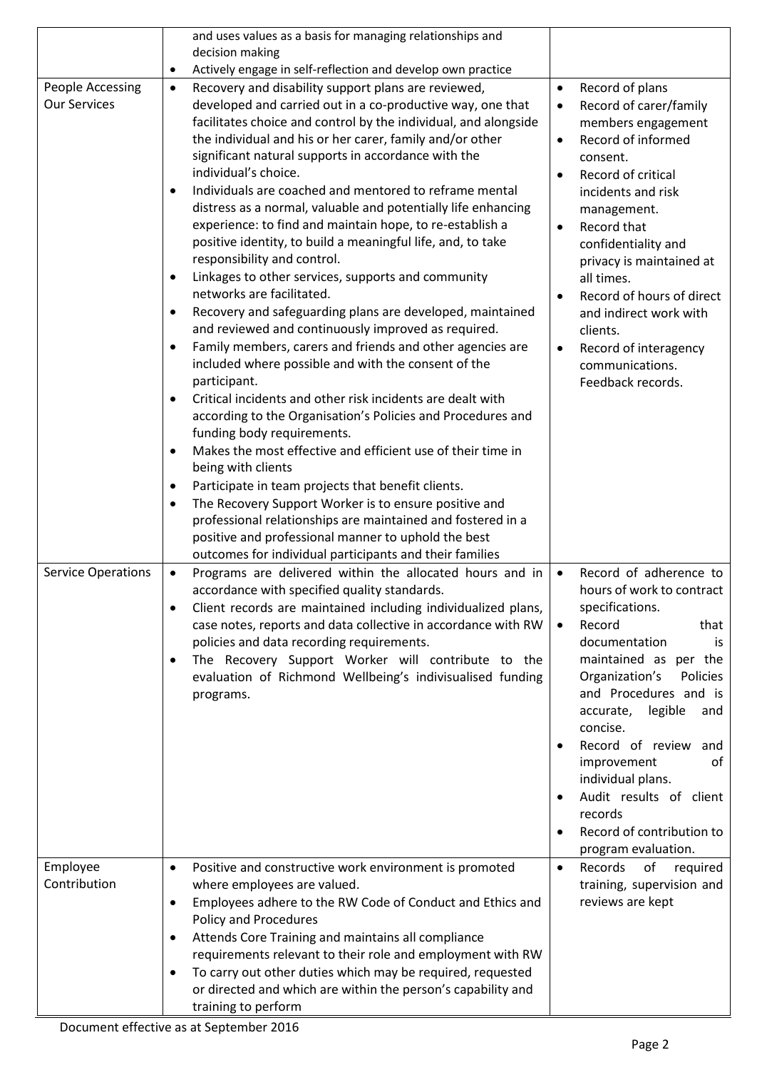| | | |
|---|---|---|
| | and uses values as a basis for managing relationships and decision making<br>• Actively engage in self-reflection and develop own practice | |
| People Accessing Our Services | • Recovery and disability support plans are reviewed, developed and carried out in a co-productive way, one that facilitates choice and control by the individual, and alongside the individual and his or her carer, family and/or other significant natural supports in accordance with the individual's choice.<br>• Individuals are coached and mentored to reframe mental distress as a normal, valuable and potentially life enhancing experience: to find and maintain hope, to re-establish a positive identity, to build a meaningful life, and, to take responsibility and control.<br>• Linkages to other services, supports and community networks are facilitated.<br>• Recovery and safeguarding plans are developed, maintained and reviewed and continuously improved as required.<br>• Family members, carers and friends and other agencies are included where possible and with the consent of the participant.<br>• Critical incidents and other risk incidents are dealt with according to the Organisation's Policies and Procedures and funding body requirements.<br>• Makes the most effective and efficient use of their time in being with clients<br>• Participate in team projects that benefit clients.<br>• The Recovery Support Worker is to ensure positive and professional relationships are maintained and fostered in a positive and professional manner to uphold the best outcomes for individual participants and their families | • Record of plans<br>• Record of carer/family members engagement<br>• Record of informed consent.<br>• Record of critical incidents and risk management.<br>• Record that confidentiality and privacy is maintained at all times.<br>• Record of hours of direct and indirect work with clients.<br>• Record of interagency communications. Feedback records. |
| Service Operations | • Programs are delivered within the allocated hours and in accordance with specified quality standards.<br>• Client records are maintained including individualized plans, case notes, reports and data collective in accordance with RW policies and data recording requirements.<br>• The Recovery Support Worker will contribute to the evaluation of Richmond Wellbeing's indivisualised funding programs. | • Record of adherence to hours of work to contract specifications.<br>• Record that documentation is maintained as per the Organization's Policies and Procedures and is accurate, legible and concise.<br>• Record of review and improvement of individual plans.<br>• Audit results of client records<br>• Record of contribution to program evaluation. |
| Employee Contribution | • Positive and constructive work environment is promoted where employees are valued.<br>• Employees adhere to the RW Code of Conduct and Ethics and Policy and Procedures<br>• Attends Core Training and maintains all compliance requirements relevant to their role and employment with RW<br>• To carry out other duties which may be required, requested or directed and which are within the person's capability and training to perform | • Records of required training, supervision and reviews are kept |

Document effective as at September 2016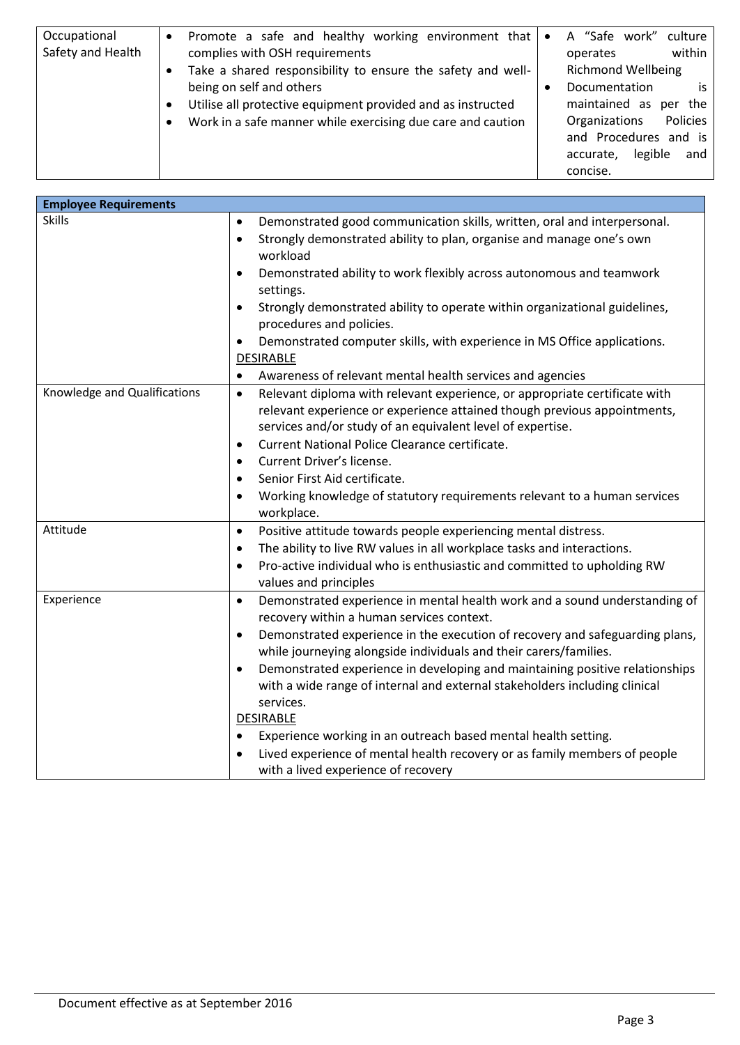| | | |
|---|---|---|
| Occupational Safety and Health | • Promote a safe and healthy working environment that complies with OSH requirements<br>• Take a shared responsibility to ensure the safety and well-being on self and others<br>• Utilise all protective equipment provided and as instructed<br>• Work in a safe manner while exercising due care and caution | • A "Safe work" culture operates within Richmond Wellbeing<br>• Documentation is maintained as per the Organizations Policies and Procedures and is accurate, legible and concise. |

| **Employee Requirements** | |
|---|---|
| Skills | • Demonstrated good communication skills, written, oral and interpersonal.<br>• Strongly demonstrated ability to plan, organise and manage one's own workload<br>• Demonstrated ability to work flexibly across autonomous and teamwork settings.<br>• Strongly demonstrated ability to operate within organizational guidelines, procedures and policies.<br>• Demonstrated computer skills, with experience in MS Office applications.<br><u>DESIRABLE</u><br>• Awareness of relevant mental health services and agencies |
| Knowledge and Qualifications | • Relevant diploma with relevant experience, or appropriate certificate with relevant experience or experience attained though previous appointments, services and/or study of an equivalent level of expertise.<br>• Current National Police Clearance certificate.<br>• Current Driver's license.<br>• Senior First Aid certificate.<br>• Working knowledge of statutory requirements relevant to a human services workplace. |
| Attitude | • Positive attitude towards people experiencing mental distress.<br>• The ability to live RW values in all workplace tasks and interactions.<br>• Pro-active individual who is enthusiastic and committed to upholding RW values and principles |
| Experience | • Demonstrated experience in mental health work and a sound understanding of recovery within a human services context.<br>• Demonstrated experience in the execution of recovery and safeguarding plans, while journeying alongside individuals and their carers/families.<br>• Demonstrated experience in developing and maintaining positive relationships with a wide range of internal and external stakeholders including clinical services.<br><u>DESIRABLE</u><br>• Experience working in an outreach based mental health setting.<br>• Lived experience of mental health recovery or as family members of people with a lived experience of recovery |

Document effective as at September 2016